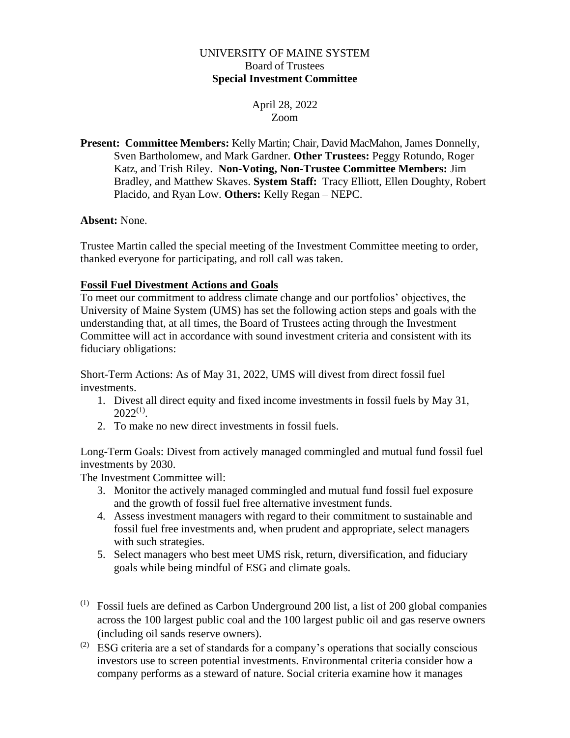UNIVERSITY OF MAINE SYSTEM
Board of Trustees
**Special Investment Committee**

April 28, 2022
Zoom

**Present: Committee Members:** Kelly Martin; Chair, David MacMahon, James Donnelly, Sven Bartholomew, and Mark Gardner. **Other Trustees:** Peggy Rotundo, Roger Katz, and Trish Riley. **Non-Voting, Non-Trustee Committee Members:** Jim Bradley, and Matthew Skaves. **System Staff:** Tracy Elliott, Ellen Doughty, Robert Placido, and Ryan Low. **Others:** Kelly Regan – NEPC.

**Absent:** None.

Trustee Martin called the special meeting of the Investment Committee meeting to order, thanked everyone for participating, and roll call was taken.

**Fossil Fuel Divestment Actions and Goals**

To meet our commitment to address climate change and our portfolios' objectives, the University of Maine System (UMS) has set the following action steps and goals with the understanding that, at all times, the Board of Trustees acting through the Investment Committee will act in accordance with sound investment criteria and consistent with its fiduciary obligations:

Short-Term Actions: As of May 31, 2022, UMS will divest from direct fossil fuel investments.

1. Divest all direct equity and fixed income investments in fossil fuels by May 31, 2022[(1)].
2. To make no new direct investments in fossil fuels.

Long-Term Goals: Divest from actively managed commingled and mutual fund fossil fuel investments by 2030.

The Investment Committee will:

3. Monitor the actively managed commingled and mutual fund fossil fuel exposure and the growth of fossil fuel free alternative investment funds.
4. Assess investment managers with regard to their commitment to sustainable and fossil fuel free investments and, when prudent and appropriate, select managers with such strategies.
5. Select managers who best meet UMS risk, return, diversification, and fiduciary goals while being mindful of ESG and climate goals.

(1) Fossil fuels are defined as Carbon Underground 200 list, a list of 200 global companies across the 100 largest public coal and the 100 largest public oil and gas reserve owners (including oil sands reserve owners).

(2) ESG criteria are a set of standards for a company's operations that socially conscious investors use to screen potential investments. Environmental criteria consider how a company performs as a steward of nature. Social criteria examine how it manages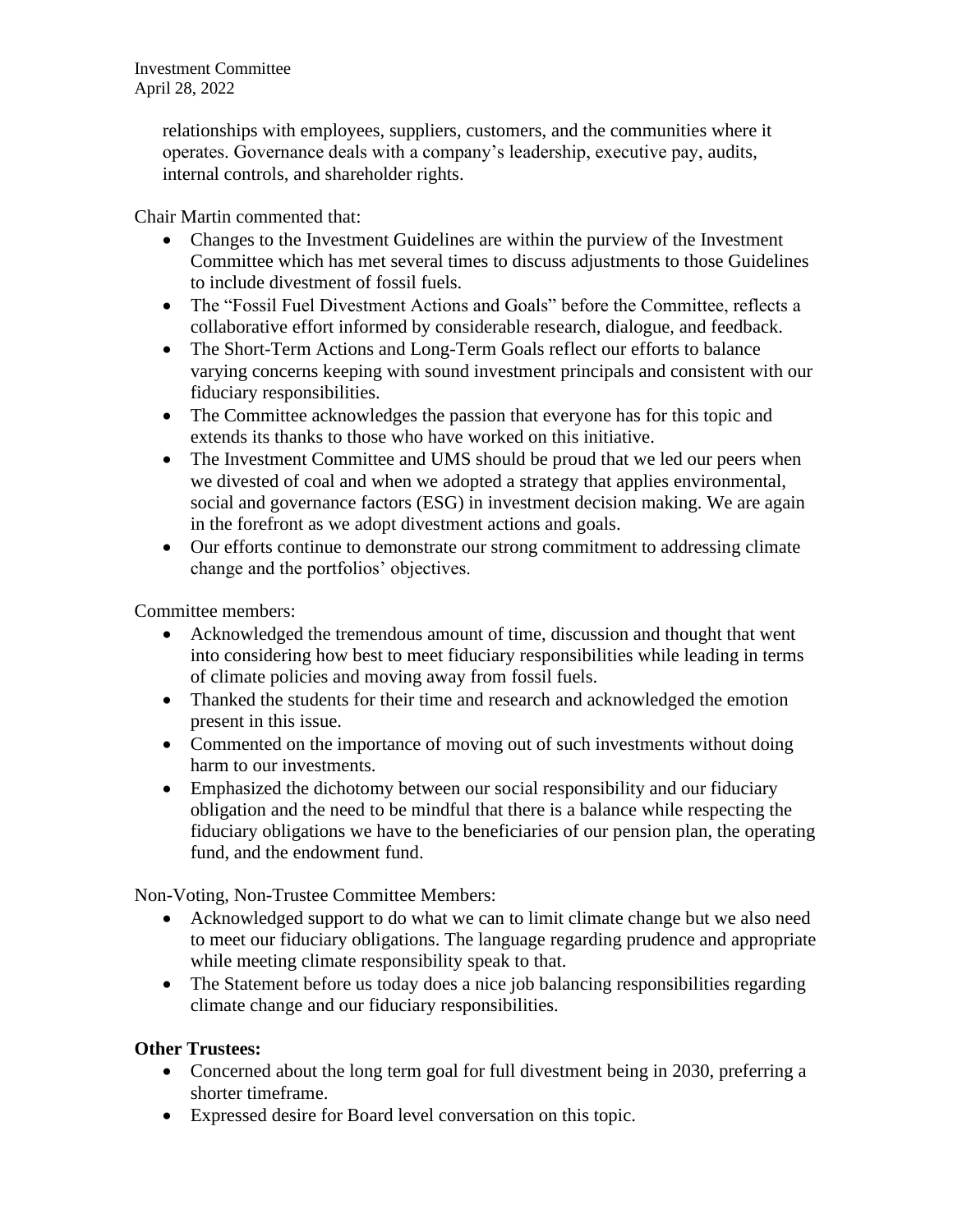relationships with employees, suppliers, customers, and the communities where it operates. Governance deals with a company's leadership, executive pay, audits, internal controls, and shareholder rights.

Chair Martin commented that:

- Changes to the Investment Guidelines are within the purview of the Investment Committee which has met several times to discuss adjustments to those Guidelines to include divestment of fossil fuels.
- The "Fossil Fuel Divestment Actions and Goals" before the Committee, reflects a collaborative effort informed by considerable research, dialogue, and feedback.
- The Short-Term Actions and Long-Term Goals reflect our efforts to balance varying concerns keeping with sound investment principals and consistent with our fiduciary responsibilities.
- The Committee acknowledges the passion that everyone has for this topic and extends its thanks to those who have worked on this initiative.
- The Investment Committee and UMS should be proud that we led our peers when we divested of coal and when we adopted a strategy that applies environmental, social and governance factors (ESG) in investment decision making. We are again in the forefront as we adopt divestment actions and goals.
- Our efforts continue to demonstrate our strong commitment to addressing climate change and the portfolios' objectives.

Committee members:

- Acknowledged the tremendous amount of time, discussion and thought that went into considering how best to meet fiduciary responsibilities while leading in terms of climate policies and moving away from fossil fuels.
- Thanked the students for their time and research and acknowledged the emotion present in this issue.
- Commented on the importance of moving out of such investments without doing harm to our investments.
- Emphasized the dichotomy between our social responsibility and our fiduciary obligation and the need to be mindful that there is a balance while respecting the fiduciary obligations we have to the beneficiaries of our pension plan, the operating fund, and the endowment fund.

Non-Voting, Non-Trustee Committee Members:

- Acknowledged support to do what we can to limit climate change but we also need to meet our fiduciary obligations. The language regarding prudence and appropriate while meeting climate responsibility speak to that.
- The Statement before us today does a nice job balancing responsibilities regarding climate change and our fiduciary responsibilities.

**Other Trustees:**

- Concerned about the long term goal for full divestment being in 2030, preferring a shorter timeframe.
- Expressed desire for Board level conversation on this topic.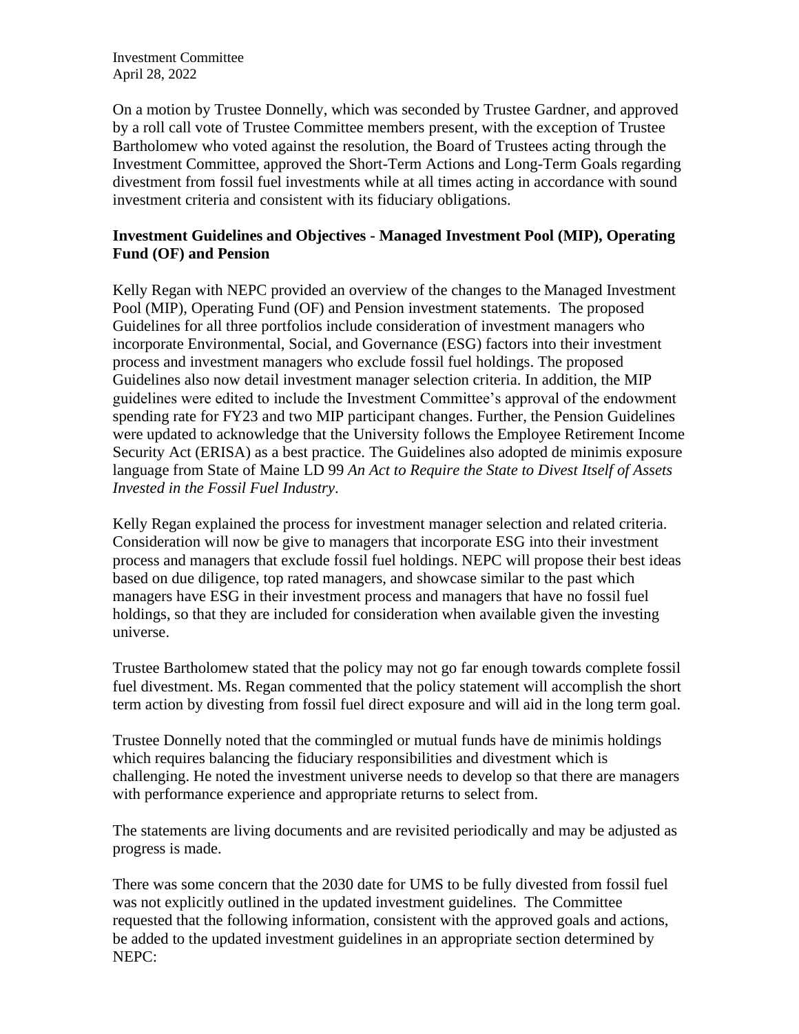Investment Committee
April 28, 2022

On a motion by Trustee Donnelly, which was seconded by Trustee Gardner, and approved by a roll call vote of Trustee Committee members present, with the exception of Trustee Bartholomew who voted against the resolution, the Board of Trustees acting through the Investment Committee, approved the Short-Term Actions and Long-Term Goals regarding divestment from fossil fuel investments while at all times acting in accordance with sound investment criteria and consistent with its fiduciary obligations.

**Investment Guidelines and Objectives - Managed Investment Pool (MIP), Operating Fund (OF) and Pension**

Kelly Regan with NEPC provided an overview of the changes to the Managed Investment Pool (MIP), Operating Fund (OF) and Pension investment statements. The proposed Guidelines for all three portfolios include consideration of investment managers who incorporate Environmental, Social, and Governance (ESG) factors into their investment process and investment managers who exclude fossil fuel holdings. The proposed Guidelines also now detail investment manager selection criteria. In addition, the MIP guidelines were edited to include the Investment Committee's approval of the endowment spending rate for FY23 and two MIP participant changes. Further, the Pension Guidelines were updated to acknowledge that the University follows the Employee Retirement Income Security Act (ERISA) as a best practice. The Guidelines also adopted de minimis exposure language from State of Maine LD 99 *An Act to Require the State to Divest Itself of Assets Invested in the Fossil Fuel Industry*.

Kelly Regan explained the process for investment manager selection and related criteria. Consideration will now be give to managers that incorporate ESG into their investment process and managers that exclude fossil fuel holdings. NEPC will propose their best ideas based on due diligence, top rated managers, and showcase similar to the past which managers have ESG in their investment process and managers that have no fossil fuel holdings, so that they are included for consideration when available given the investing universe.

Trustee Bartholomew stated that the policy may not go far enough towards complete fossil fuel divestment. Ms. Regan commented that the policy statement will accomplish the short term action by divesting from fossil fuel direct exposure and will aid in the long term goal.

Trustee Donnelly noted that the commingled or mutual funds have de minimis holdings which requires balancing the fiduciary responsibilities and divestment which is challenging. He noted the investment universe needs to develop so that there are managers with performance experience and appropriate returns to select from.

The statements are living documents and are revisited periodically and may be adjusted as progress is made.

There was some concern that the 2030 date for UMS to be fully divested from fossil fuel was not explicitly outlined in the updated investment guidelines. The Committee requested that the following information, consistent with the approved goals and actions, be added to the updated investment guidelines in an appropriate section determined by NEPC: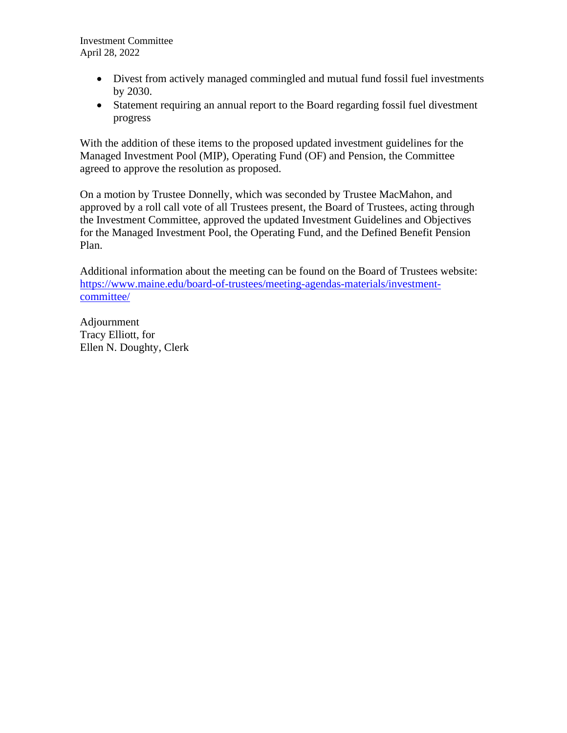- Divest from actively managed commingled and mutual fund fossil fuel investments by 2030.
- Statement requiring an annual report to the Board regarding fossil fuel divestment progress

With the addition of these items to the proposed updated investment guidelines for the Managed Investment Pool (MIP), Operating Fund (OF) and Pension, the Committee agreed to approve the resolution as proposed.

On a motion by Trustee Donnelly, which was seconded by Trustee MacMahon, and approved by a roll call vote of all Trustees present, the Board of Trustees, acting through the Investment Committee, approved the updated Investment Guidelines and Objectives for the Managed Investment Pool, the Operating Fund, and the Defined Benefit Pension Plan.

Additional information about the meeting can be found on the Board of Trustees website: https://www.maine.edu/board-of-trustees/meeting-agendas-materials/investment-committee/

Adjournment
Tracy Elliott, for
Ellen N. Doughty, Clerk